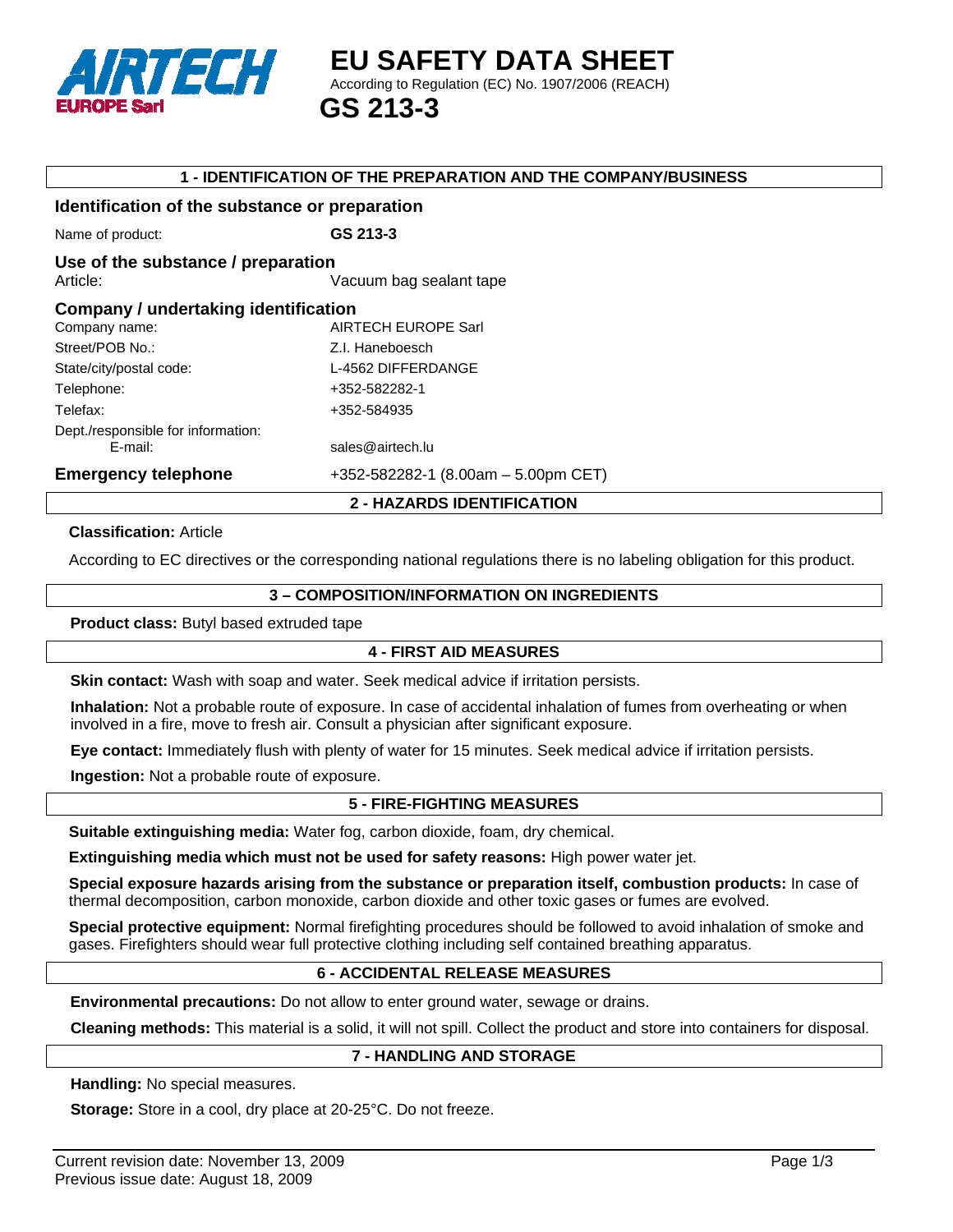AIRTECH EUROPE Sarl

# EU SAFETY DATA SHEET

According to Regulation (EC) No. 1907/2006 (REACH)

# GS 213-3

## 1 - IDENTIFICATION OF THE PREPARATION AND THE COMPANY/BUSINESS

### Identification of the substance or preparation

Name of product: **GS 213-3**

### Use of the substance / preparation

Article: Vacuum bag sealant tape

### Company / undertaking identification

| | |
|---|---|
| Company name: | AIRTECH EUROPE Sarl |
| Street/POB No.: | Z.I. Haneboesch |
| State/city/postal code: | L-4562 DIFFERDANGE |
| Telephone: | +352-582282-1 |
| Telefax: | +352-584935 |
| Dept./responsible for information: E-mail: | sales@airtech.lu |

**Emergency telephone** +352-582282-1 (8.00am – 5.00pm CET)

## 2 - HAZARDS IDENTIFICATION

**Classification:** Article

According to EC directives or the corresponding national regulations there is no labeling obligation for this product.

## 3 – COMPOSITION/INFORMATION ON INGREDIENTS

**Product class:** Butyl based extruded tape

## 4 - FIRST AID MEASURES

**Skin contact:** Wash with soap and water. Seek medical advice if irritation persists.

**Inhalation:** Not a probable route of exposure. In case of accidental inhalation of fumes from overheating or when involved in a fire, move to fresh air. Consult a physician after significant exposure.

**Eye contact:** Immediately flush with plenty of water for 15 minutes. Seek medical advice if irritation persists.

**Ingestion:** Not a probable route of exposure.

## 5 - FIRE-FIGHTING MEASURES

**Suitable extinguishing media:** Water fog, carbon dioxide, foam, dry chemical.

**Extinguishing media which must not be used for safety reasons:** High power water jet.

**Special exposure hazards arising from the substance or preparation itself, combustion products:** In case of thermal decomposition, carbon monoxide, carbon dioxide and other toxic gases or fumes are evolved.

**Special protective equipment:** Normal firefighting procedures should be followed to avoid inhalation of smoke and gases. Firefighters should wear full protective clothing including self contained breathing apparatus.

## 6 - ACCIDENTAL RELEASE MEASURES

**Environmental precautions:** Do not allow to enter ground water, sewage or drains.

**Cleaning methods:** This material is a solid, it will not spill. Collect the product and store into containers for disposal.

## 7 - HANDLING AND STORAGE

**Handling:** No special measures.

**Storage:** Store in a cool, dry place at 20-25°C. Do not freeze.

Current revision date: November 13, 2009
Previous issue date: August 18, 2009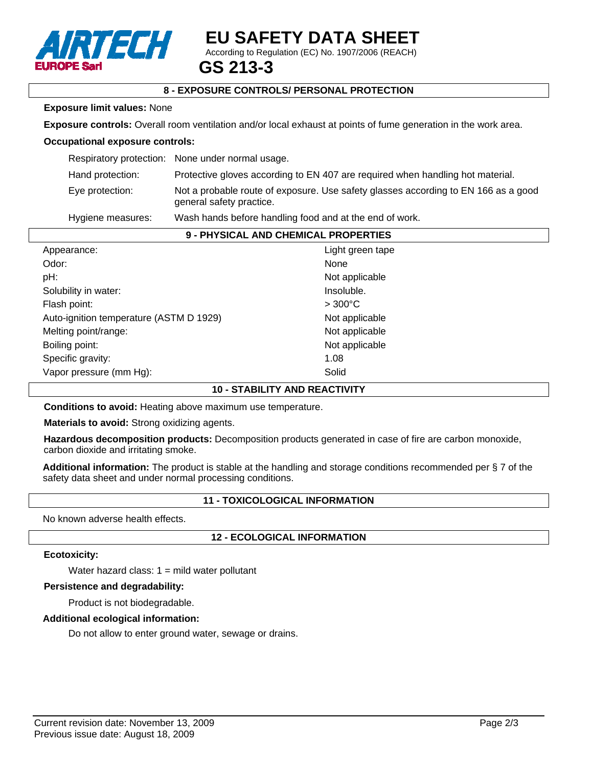## 8 - EXPOSURE CONTROLS/ PERSONAL PROTECTION

**Exposure limit values:** None

**Exposure controls:** Overall room ventilation and/or local exhaust at points of fume generation in the work area.

**Occupational exposure controls:**

| | |
|---|---|
| Respiratory protection: | None under normal usage. |
| Hand protection: | Protective gloves according to EN 407 are required when handling hot material. |
| Eye protection: | Not a probable route of exposure. Use safety glasses according to EN 166 as a good general safety practice. |
| Hygiene measures: | Wash hands before handling food and at the end of work. |

## 9 - PHYSICAL AND CHEMICAL PROPERTIES

| | |
|---|---|
| Appearance: | Light green tape |
| Odor: | None |
| pH: | Not applicable |
| Solubility in water: | Insoluble. |
| Flash point: | > 300°C |
| Auto-ignition temperature (ASTM D 1929) | Not applicable |
| Melting point/range: | Not applicable |
| Boiling point: | Not applicable |
| Specific gravity: | 1.08 |
| Vapor pressure (mm Hg): | Solid |

## 10 - STABILITY AND REACTIVITY

**Conditions to avoid:** Heating above maximum use temperature.

**Materials to avoid:** Strong oxidizing agents.

**Hazardous decomposition products:** Decomposition products generated in case of fire are carbon monoxide, carbon dioxide and irritating smoke.

**Additional information:** The product is stable at the handling and storage conditions recommended per § 7 of the safety data sheet and under normal processing conditions.

## 11 - TOXICOLOGICAL INFORMATION

No known adverse health effects.

## 12 - ECOLOGICAL INFORMATION

**Ecotoxicity:**

Water hazard class: 1 = mild water pollutant

**Persistence and degradability:**

Product is not biodegradable.

**Additional ecological information:**

Do not allow to enter ground water, sewage or drains.

Current revision date: November 13, 2009
Previous issue date: August 18, 2009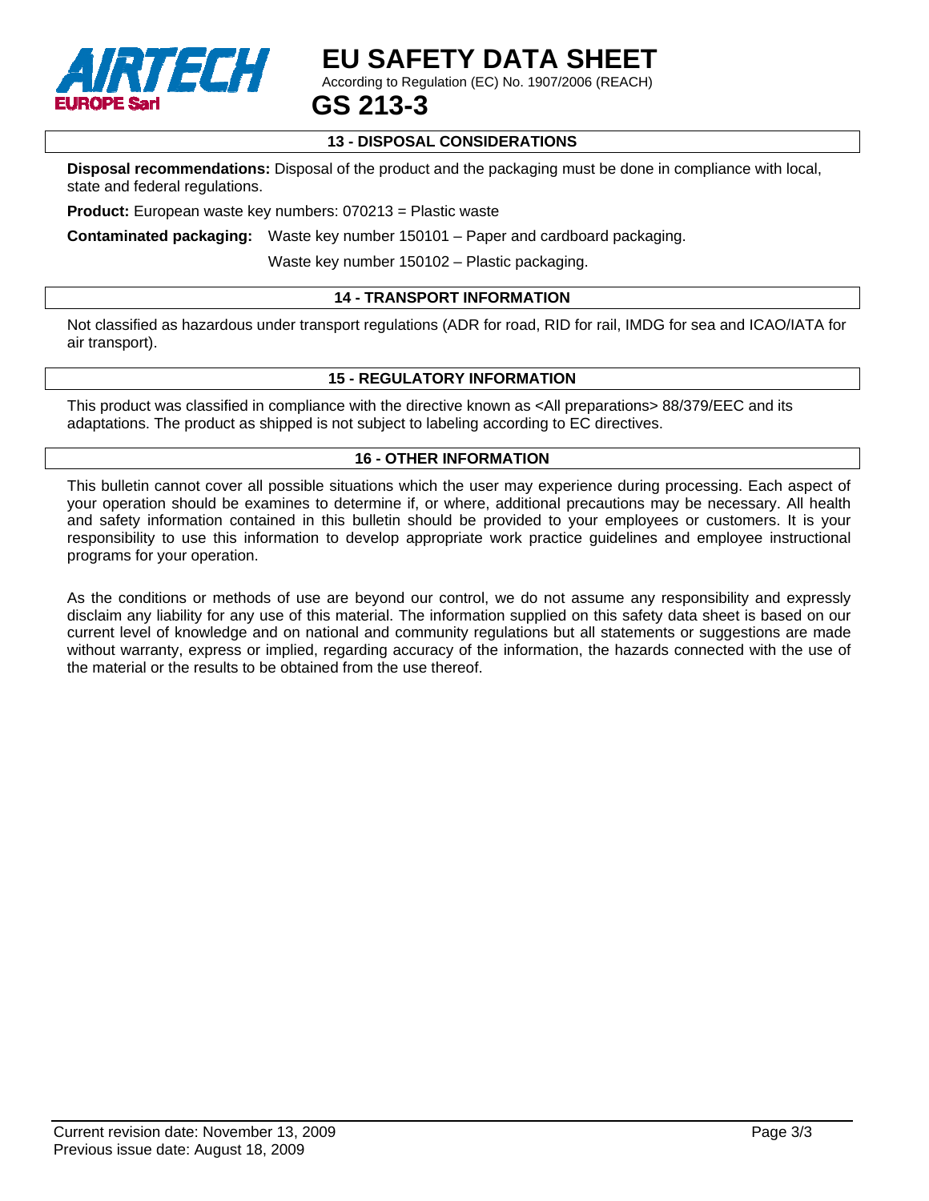# EU SAFETY DATA SHEET

According to Regulation (EC) No. 1907/2006 (REACH)

# GS 213-3

## 13 - DISPOSAL CONSIDERATIONS

**Disposal recommendations:** Disposal of the product and the packaging must be done in compliance with local, state and federal regulations.

**Product:** European waste key numbers: 070213 = Plastic waste

**Contaminated packaging:** Waste key number 150101 – Paper and cardboard packaging.

Waste key number 150102 – Plastic packaging.

## 14 - TRANSPORT INFORMATION

Not classified as hazardous under transport regulations (ADR for road, RID for rail, IMDG for sea and ICAO/IATA for air transport).

## 15 - REGULATORY INFORMATION

This product was classified in compliance with the directive known as <All preparations> 88/379/EEC and its adaptations. The product as shipped is not subject to labeling according to EC directives.

## 16 - OTHER INFORMATION

This bulletin cannot cover all possible situations which the user may experience during processing. Each aspect of your operation should be examines to determine if, or where, additional precautions may be necessary. All health and safety information contained in this bulletin should be provided to your employees or customers. It is your responsibility to use this information to develop appropriate work practice guidelines and employee instructional programs for your operation.

As the conditions or methods of use are beyond our control, we do not assume any responsibility and expressly disclaim any liability for any use of this material. The information supplied on this safety data sheet is based on our current level of knowledge and on national and community regulations but all statements or suggestions are made without warranty, express or implied, regarding accuracy of the information, the hazards connected with the use of the material or the results to be obtained from the use thereof.

Current revision date: November 13, 2009
Previous issue date: August 18, 2009